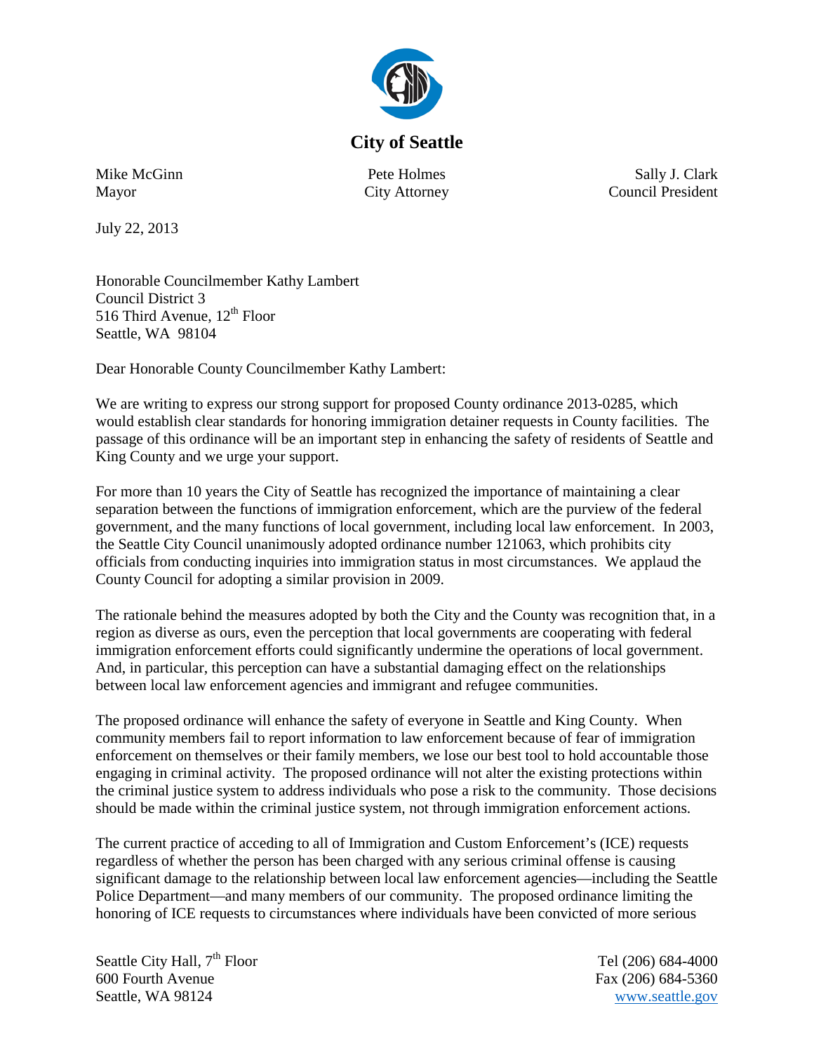**City of Seattle**

Mike McGinn
Mayor

Pete Holmes
City Attorney

Sally J. Clark
Council President

July 22, 2013

Honorable Councilmember Kathy Lambert
Council District 3
516 Third Avenue, 12th Floor
Seattle, WA 98104

Dear Honorable County Councilmember Kathy Lambert:

We are writing to express our strong support for proposed County ordinance 2013-0285, which would establish clear standards for honoring immigration detainer requests in County facilities. The passage of this ordinance will be an important step in enhancing the safety of residents of Seattle and King County and we urge your support.

For more than 10 years the City of Seattle has recognized the importance of maintaining a clear separation between the functions of immigration enforcement, which are the purview of the federal government, and the many functions of local government, including local law enforcement. In 2003, the Seattle City Council unanimously adopted ordinance number 121063, which prohibits city officials from conducting inquiries into immigration status in most circumstances. We applaud the County Council for adopting a similar provision in 2009.

The rationale behind the measures adopted by both the City and the County was recognition that, in a region as diverse as ours, even the perception that local governments are cooperating with federal immigration enforcement efforts could significantly undermine the operations of local government. And, in particular, this perception can have a substantial damaging effect on the relationships between local law enforcement agencies and immigrant and refugee communities.

The proposed ordinance will enhance the safety of everyone in Seattle and King County. When community members fail to report information to law enforcement because of fear of immigration enforcement on themselves or their family members, we lose our best tool to hold accountable those engaging in criminal activity. The proposed ordinance will not alter the existing protections within the criminal justice system to address individuals who pose a risk to the community. Those decisions should be made within the criminal justice system, not through immigration enforcement actions.

The current practice of acceding to all of Immigration and Custom Enforcement's (ICE) requests regardless of whether the person has been charged with any serious criminal offense is causing significant damage to the relationship between local law enforcement agencies—including the Seattle Police Department—and many members of our community. The proposed ordinance limiting the honoring of ICE requests to circumstances where individuals have been convicted of more serious

Seattle City Hall, 7th Floor
600 Fourth Avenue
Seattle, WA 98124

Tel (206) 684-4000
Fax (206) 684-5360
www.seattle.gov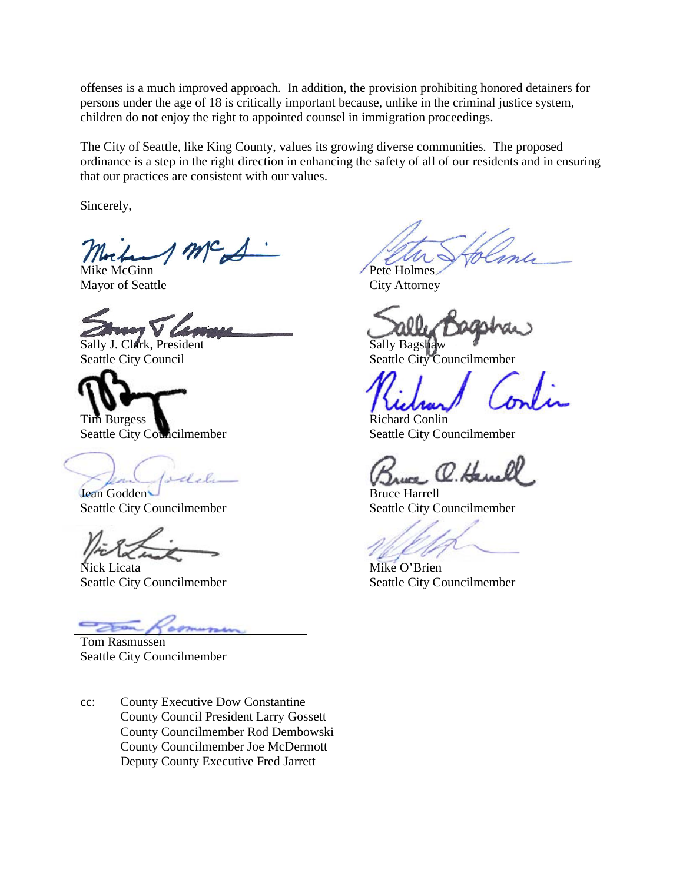offenses is a much improved approach. In addition, the provision prohibiting honored detainers for persons under the age of 18 is critically important because, unlike in the criminal justice system, children do not enjoy the right to appointed counsel in immigration proceedings.

The City of Seattle, like King County, values its growing diverse communities. The proposed ordinance is a step in the right direction in enhancing the safety of all of our residents and in ensuring that our practices are consistent with our values.

Sincerely,

Mike McGinn
Mayor of Seattle

Pete Holmes
City Attorney

Sally J. Clark, President
Seattle City Council

Sally Bagshaw
Seattle City Councilmember

Tim Burgess
Seattle City Councilmember

Richard Conlin
Seattle City Councilmember

Jean Godden
Seattle City Councilmember

Bruce Harrell
Seattle City Councilmember

Nick Licata
Seattle City Councilmember

Mike O'Brien
Seattle City Councilmember

Tom Rasmussen
Seattle City Councilmember

cc: County Executive Dow Constantine
County Council President Larry Gossett
County Councilmember Rod Dembowski
County Councilmember Joe McDermott
Deputy County Executive Fred Jarrett